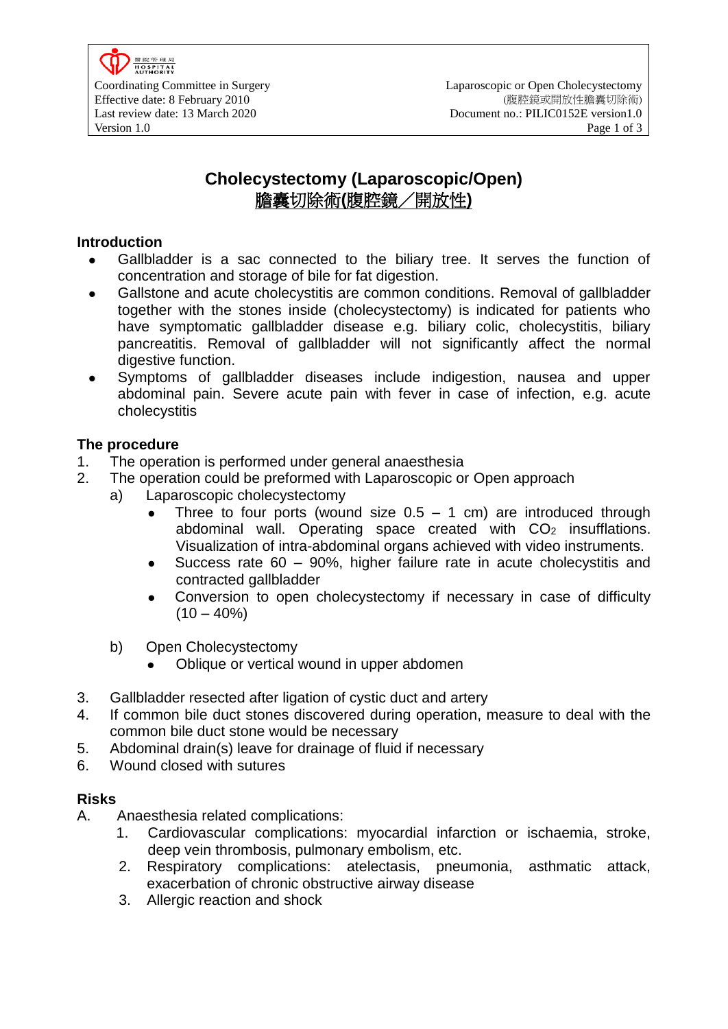# Cholecystectomy (Laparoscopic/Open)
# 膽囊切除術(腹腔鏡／開放性)

## Introduction

- Gallbladder is a sac connected to the biliary tree. It serves the function of concentration and storage of bile for fat digestion.
- Gallstone and acute cholecystitis are common conditions. Removal of gallbladder together with the stones inside (cholecystectomy) is indicated for patients who have symptomatic gallbladder disease e.g. biliary colic, cholecystitis, biliary pancreatitis. Removal of gallbladder will not significantly affect the normal digestive function.
- Symptoms of gallbladder diseases include indigestion, nausea and upper abdominal pain. Severe acute pain with fever in case of infection, e.g. acute cholecystitis

## The procedure

1. The operation is performed under general anaesthesia
2. The operation could be preformed with Laparoscopic or Open approach
   a) Laparoscopic cholecystectomy
      - Three to four ports (wound size 0.5 – 1 cm) are introduced through abdominal wall. Operating space created with $CO_2$ insufflations. Visualization of intra-abdominal organs achieved with video instruments.
      - Success rate 60 – 90%, higher failure rate in acute cholecystitis and contracted gallbladder
      - Conversion to open cholecystectomy if necessary in case of difficulty (10 – 40%)

   b) Open Cholecystectomy
      - Oblique or vertical wound in upper abdomen

3. Gallbladder resected after ligation of cystic duct and artery
4. If common bile duct stones discovered during operation, measure to deal with the common bile duct stone would be necessary
5. Abdominal drain(s) leave for drainage of fluid if necessary
6. Wound closed with sutures

## Risks

A. Anaesthesia related complications:
   1. Cardiovascular complications: myocardial infarction or ischaemia, stroke, deep vein thrombosis, pulmonary embolism, etc.
   2. Respiratory complications: atelectasis, pneumonia, asthmatic attack, exacerbation of chronic obstructive airway disease
   3. Allergic reaction and shock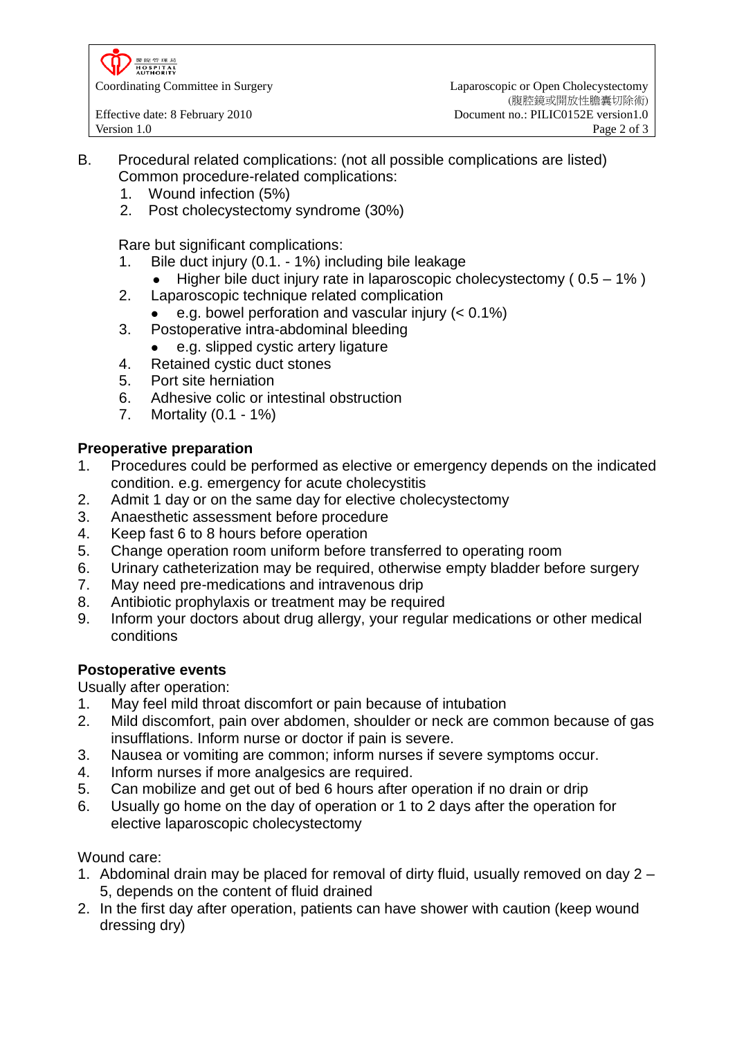B. Procedural related complications: (not all possible complications are listed)
Common procedure-related complications:

1. Wound infection (5%)
2. Post cholecystectomy syndrome (30%)

Rare but significant complications:

1. Bile duct injury (0.1. - 1%) including bile leakage
   - Higher bile duct injury rate in laparoscopic cholecystectomy ( 0.5 – 1% )
2. Laparoscopic technique related complication
   - e.g. bowel perforation and vascular injury (< 0.1%)
3. Postoperative intra-abdominal bleeding
   - e.g. slipped cystic artery ligature
4. Retained cystic duct stones
5. Port site herniation
6. Adhesive colic or intestinal obstruction
7. Mortality (0.1 - 1%)

**Preoperative preparation**

1. Procedures could be performed as elective or emergency depends on the indicated condition. e.g. emergency for acute cholecystitis
2. Admit 1 day or on the same day for elective cholecystectomy
3. Anaesthetic assessment before procedure
4. Keep fast 6 to 8 hours before operation
5. Change operation room uniform before transferred to operating room
6. Urinary catheterization may be required, otherwise empty bladder before surgery
7. May need pre-medications and intravenous drip
8. Antibiotic prophylaxis or treatment may be required
9. Inform your doctors about drug allergy, your regular medications or other medical conditions

**Postoperative events**

Usually after operation:

1. May feel mild throat discomfort or pain because of intubation
2. Mild discomfort, pain over abdomen, shoulder or neck are common because of gas insufflations. Inform nurse or doctor if pain is severe.
3. Nausea or vomiting are common; inform nurses if severe symptoms occur.
4. Inform nurses if more analgesics are required.
5. Can mobilize and get out of bed 6 hours after operation if no drain or drip
6. Usually go home on the day of operation or 1 to 2 days after the operation for elective laparoscopic cholecystectomy

Wound care:

1. Abdominal drain may be placed for removal of dirty fluid, usually removed on day 2 – 5, depends on the content of fluid drained
2. In the first day after operation, patients can have shower with caution (keep wound dressing dry)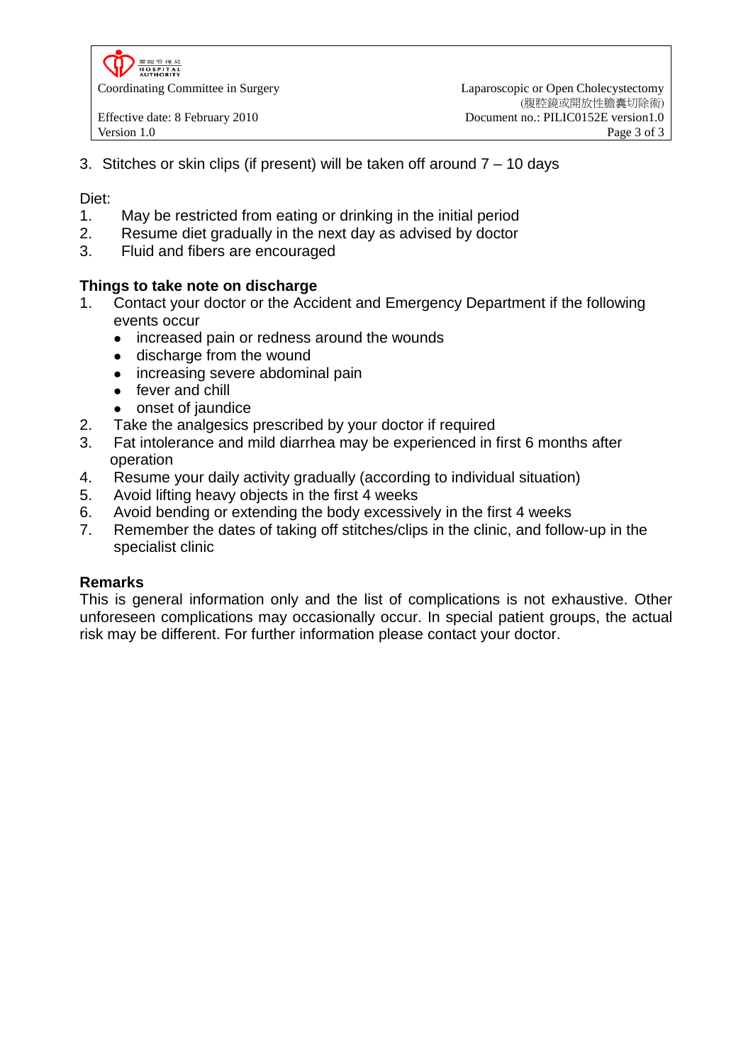3. Stitches or skin clips (if present) will be taken off around 7 – 10 days

Diet:

1. May be restricted from eating or drinking in the initial period
2. Resume diet gradually in the next day as advised by doctor
3. Fluid and fibers are encouraged

**Things to take note on discharge**

1. Contact your doctor or the Accident and Emergency Department if the following events occur
   - increased pain or redness around the wounds
   - discharge from the wound
   - increasing severe abdominal pain
   - fever and chill
   - onset of jaundice
2. Take the analgesics prescribed by your doctor if required
3. Fat intolerance and mild diarrhea may be experienced in first 6 months after operation
4. Resume your daily activity gradually (according to individual situation)
5. Avoid lifting heavy objects in the first 4 weeks
6. Avoid bending or extending the body excessively in the first 4 weeks
7. Remember the dates of taking off stitches/clips in the clinic, and follow-up in the specialist clinic

**Remarks**

This is general information only and the list of complications is not exhaustive. Other unforeseen complications may occasionally occur. In special patient groups, the actual risk may be different. For further information please contact your doctor.